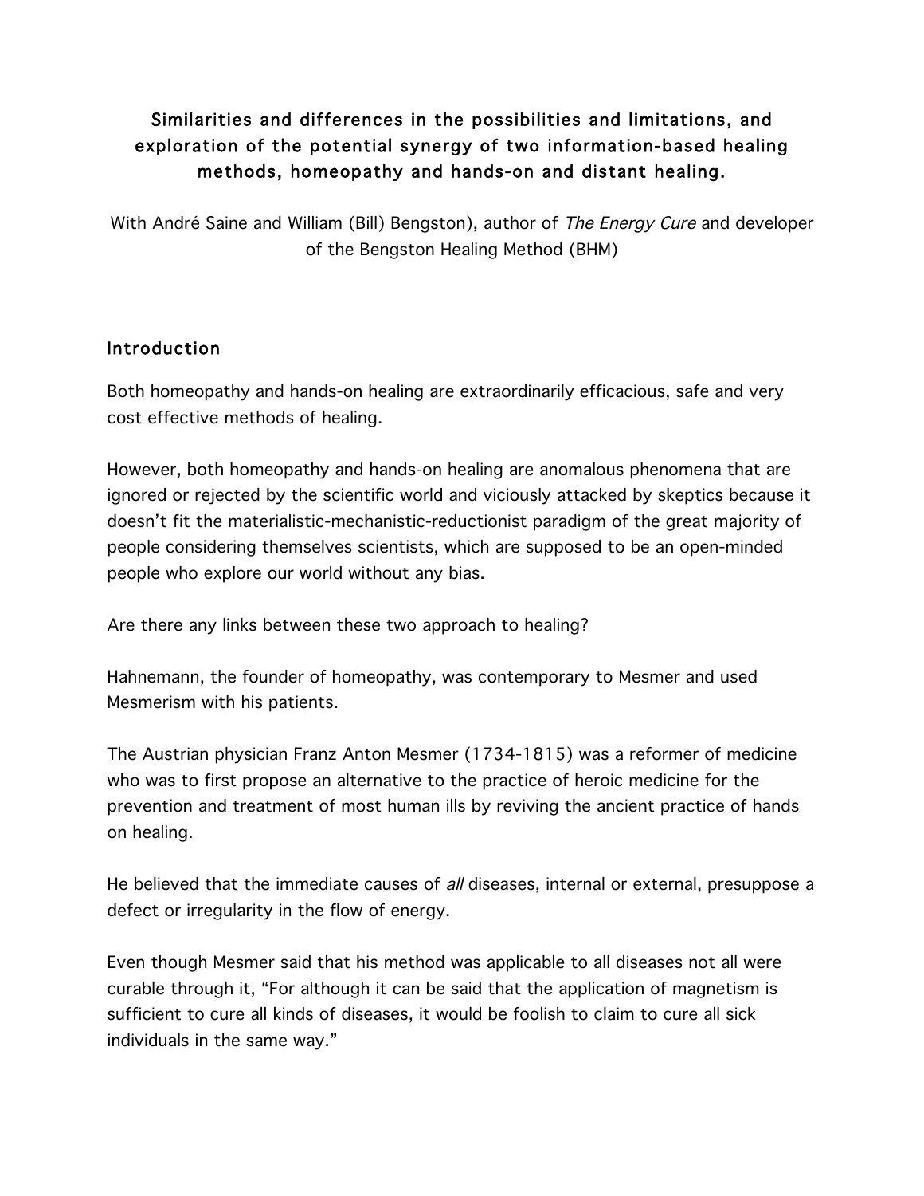# Similarities and differences in the possibilities and limitations, and exploration of the potential synergy of two information-based healing methods, homeopathy and hands-on and distant healing.

With André Saine and William (Bill) Bengston), author of *The Energy Cure* and developer of the Bengston Healing Method (BHM)

## Introduction

Both homeopathy and hands-on healing are extraordinarily efficacious, safe and very cost effective methods of healing.

However, both homeopathy and hands-on healing are anomalous phenomena that are ignored or rejected by the scientific world and viciously attacked by skeptics because it doesn't fit the materialistic-mechanistic-reductionist paradigm of the great majority of people considering themselves scientists, which are supposed to be an open-minded people who explore our world without any bias.

Are there any links between these two approach to healing?

Hahnemann, the founder of homeopathy, was contemporary to Mesmer and used Mesmerism with his patients.

The Austrian physician Franz Anton Mesmer (1734-1815) was a reformer of medicine who was to first propose an alternative to the practice of heroic medicine for the prevention and treatment of most human ills by reviving the ancient practice of hands on healing.

He believed that the immediate causes of *all* diseases, internal or external, presuppose a defect or irregularity in the flow of energy.

Even though Mesmer said that his method was applicable to all diseases not all were curable through it, "For although it can be said that the application of magnetism is sufficient to cure all kinds of diseases, it would be foolish to claim to cure all sick individuals in the same way."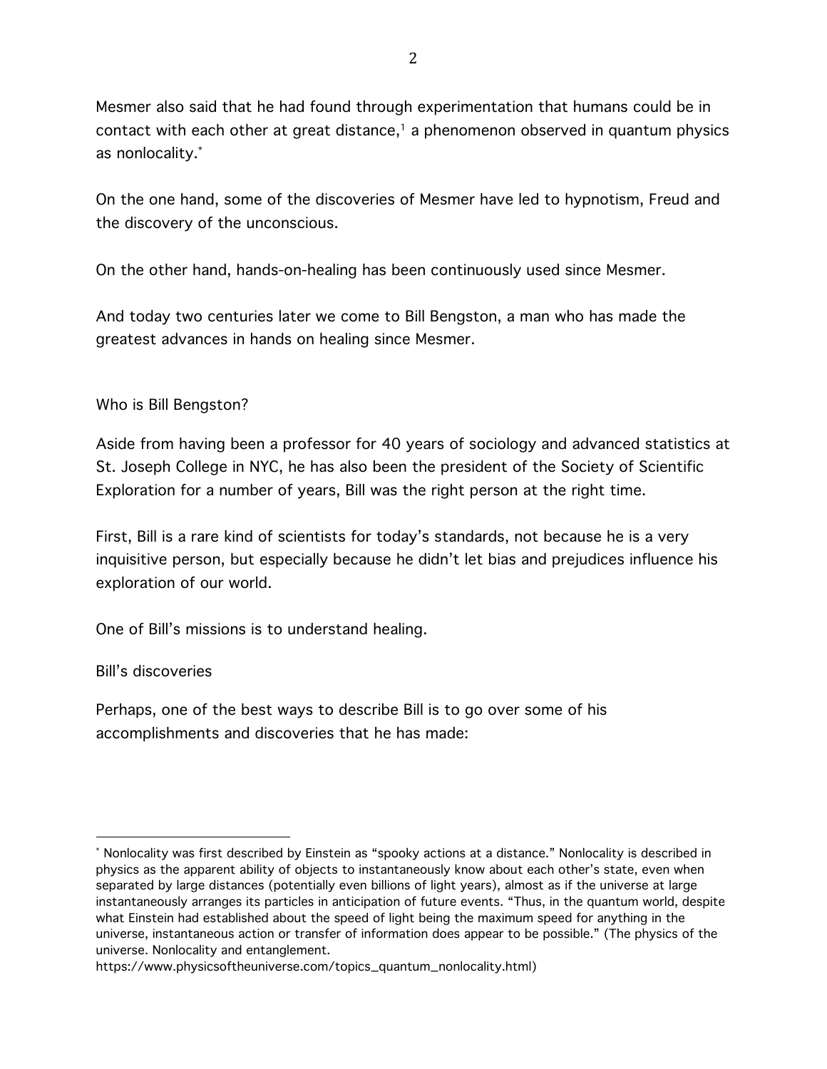Mesmer also said that he had found through experimentation that humans could be in contact with each other at great distance,[1] a phenomenon observed in quantum physics as nonlocality.[*]

On the one hand, some of the discoveries of Mesmer have led to hypnotism, Freud and the discovery of the unconscious.

On the other hand, hands-on-healing has been continuously used since Mesmer.

And today two centuries later we come to Bill Bengston, a man who has made the greatest advances in hands on healing since Mesmer.

## Who is Bill Bengston?

Aside from having been a professor for 40 years of sociology and advanced statistics at St. Joseph College in NYC, he has also been the president of the Society of Scientific Exploration for a number of years, Bill was the right person at the right time.

First, Bill is a rare kind of scientists for today's standards, not because he is a very inquisitive person, but especially because he didn't let bias and prejudices influence his exploration of our world.

One of Bill's missions is to understand healing.

## Bill's discoveries

Perhaps, one of the best ways to describe Bill is to go over some of his accomplishments and discoveries that he has made:

---

[*] Nonlocality was first described by Einstein as "spooky actions at a distance." Nonlocality is described in physics as the apparent ability of objects to instantaneously know about each other's state, even when separated by large distances (potentially even billions of light years), almost as if the universe at large instantaneously arranges its particles in anticipation of future events. "Thus, in the quantum world, despite what Einstein had established about the speed of light being the maximum speed for anything in the universe, instantaneous action or transfer of information does appear to be possible." (The physics of the universe. Nonlocality and entanglement. https://www.physicsoftheuniverse.com/topics_quantum_nonlocality.html)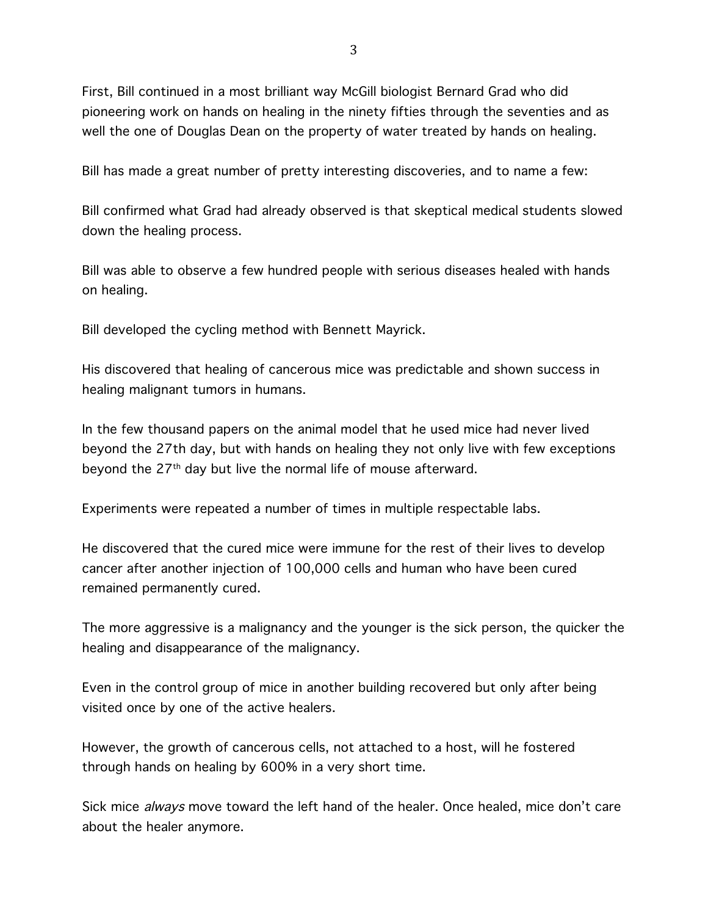First, Bill continued in a most brilliant way McGill biologist Bernard Grad who did pioneering work on hands on healing in the ninety fifties through the seventies and as well the one of Douglas Dean on the property of water treated by hands on healing.

Bill has made a great number of pretty interesting discoveries, and to name a few:

Bill confirmed what Grad had already observed is that skeptical medical students slowed down the healing process.

Bill was able to observe a few hundred people with serious diseases healed with hands on healing.

Bill developed the cycling method with Bennett Mayrick.

His discovered that healing of cancerous mice was predictable and shown success in healing malignant tumors in humans.

In the few thousand papers on the animal model that he used mice had never lived beyond the 27th day, but with hands on healing they not only live with few exceptions beyond the 27th day but live the normal life of mouse afterward.

Experiments were repeated a number of times in multiple respectable labs.

He discovered that the cured mice were immune for the rest of their lives to develop cancer after another injection of 100,000 cells and human who have been cured remained permanently cured.

The more aggressive is a malignancy and the younger is the sick person, the quicker the healing and disappearance of the malignancy.

Even in the control group of mice in another building recovered but only after being visited once by one of the active healers.

However, the growth of cancerous cells, not attached to a host, will he fostered through hands on healing by 600% in a very short time.

Sick mice *always* move toward the left hand of the healer. Once healed, mice don't care about the healer anymore.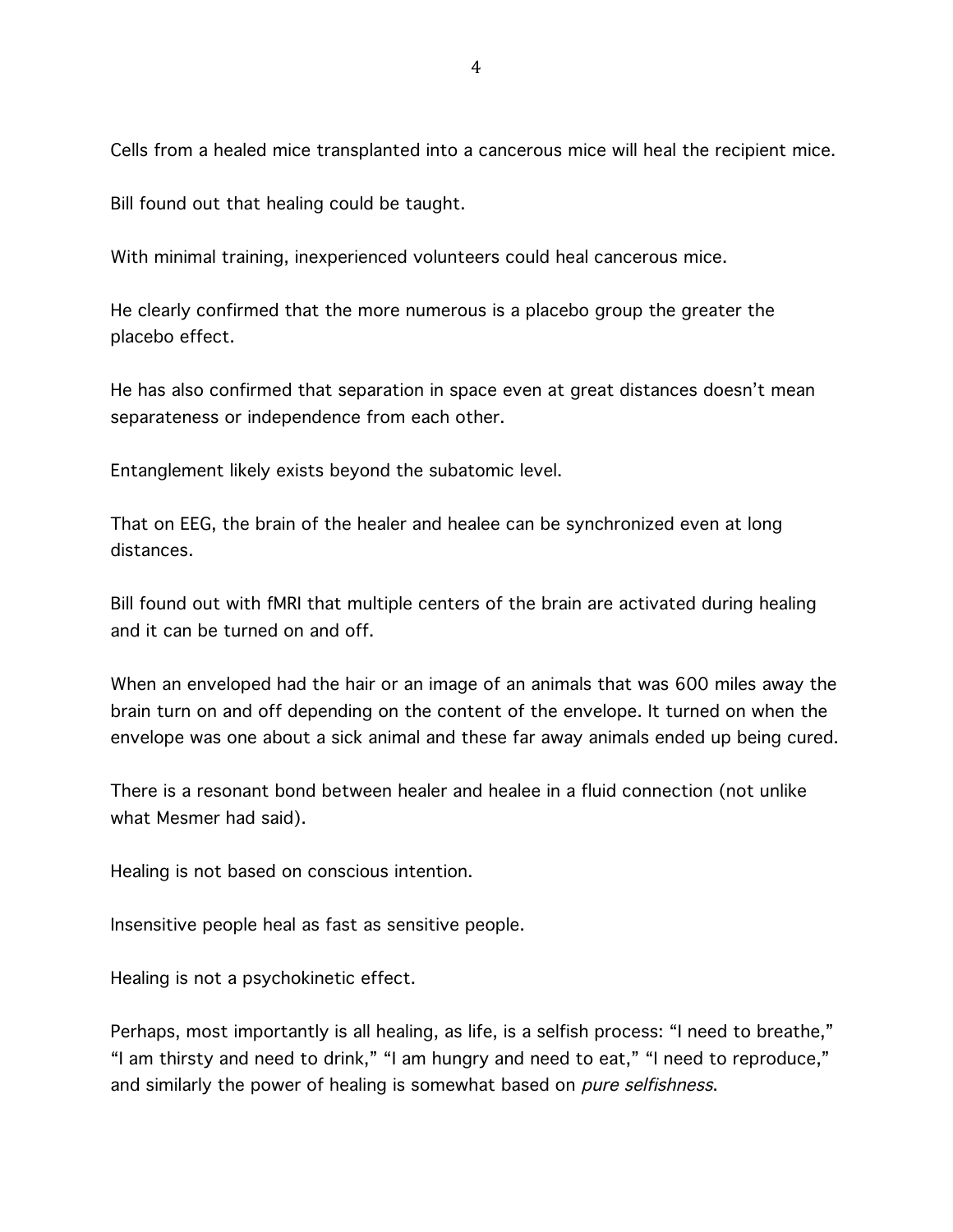Cells from a healed mice transplanted into a cancerous mice will heal the recipient mice.

Bill found out that healing could be taught.

With minimal training, inexperienced volunteers could heal cancerous mice.

He clearly confirmed that the more numerous is a placebo group the greater the placebo effect.

He has also confirmed that separation in space even at great distances doesn't mean separateness or independence from each other.

Entanglement likely exists beyond the subatomic level.

That on EEG, the brain of the healer and healee can be synchronized even at long distances.

Bill found out with fMRI that multiple centers of the brain are activated during healing and it can be turned on and off.

When an enveloped had the hair or an image of an animals that was 600 miles away the brain turn on and off depending on the content of the envelope. It turned on when the envelope was one about a sick animal and these far away animals ended up being cured.

There is a resonant bond between healer and healee in a fluid connection (not unlike what Mesmer had said).

Healing is not based on conscious intention.

Insensitive people heal as fast as sensitive people.

Healing is not a psychokinetic effect.

Perhaps, most importantly is all healing, as life, is a selfish process: "I need to breathe," "I am thirsty and need to drink," "I am hungry and need to eat," "I need to reproduce," and similarly the power of healing is somewhat based on *pure selfishness*.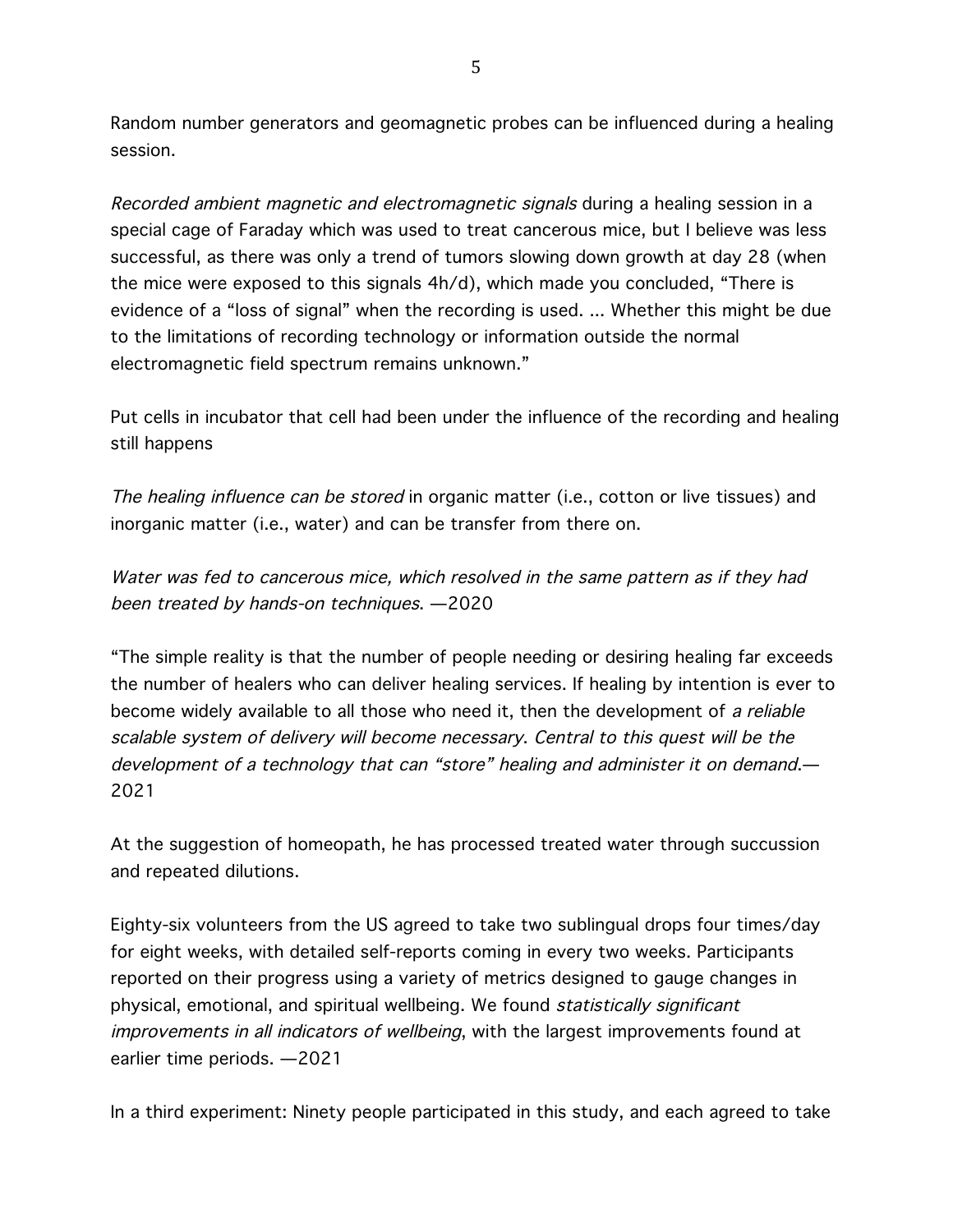Random number generators and geomagnetic probes can be influenced during a healing session.

*Recorded ambient magnetic and electromagnetic signals* during a healing session in a special cage of Faraday which was used to treat cancerous mice, but I believe was less successful, as there was only a trend of tumors slowing down growth at day 28 (when the mice were exposed to this signals 4h/d), which made you concluded, "There is evidence of a "loss of signal" when the recording is used. ... Whether this might be due to the limitations of recording technology or information outside the normal electromagnetic field spectrum remains unknown."

Put cells in incubator that cell had been under the influence of the recording and healing still happens

*The healing influence can be stored* in organic matter (i.e., cotton or live tissues) and inorganic matter (i.e., water) and can be transfer from there on.

*Water was fed to cancerous mice, which resolved in the same pattern as if they had been treated by hands-on techniques*. —2020

"The simple reality is that the number of people needing or desiring healing far exceeds the number of healers who can deliver healing services. If healing by intention is ever to become widely available to all those who need it, then the development of *a reliable scalable system of delivery will become necessary*. *Central to this quest will be the development of a technology that can "store" healing and administer it on demand*.— 2021

At the suggestion of homeopath, he has processed treated water through succussion and repeated dilutions.

Eighty-six volunteers from the US agreed to take two sublingual drops four times/day for eight weeks, with detailed self-reports coming in every two weeks. Participants reported on their progress using a variety of metrics designed to gauge changes in physical, emotional, and spiritual wellbeing. We found *statistically significant improvements in all indicators of wellbeing*, with the largest improvements found at earlier time periods. —2021

In a third experiment: Ninety people participated in this study, and each agreed to take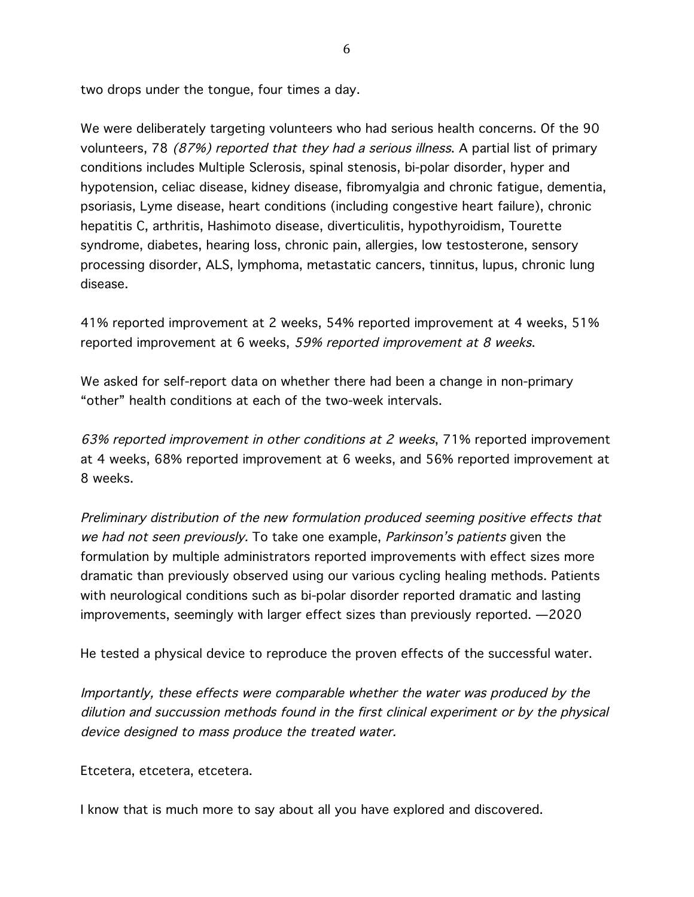two drops under the tongue, four times a day.

We were deliberately targeting volunteers who had serious health concerns. Of the 90 volunteers, 78 *(87%) reported that they had a serious illness*. A partial list of primary conditions includes Multiple Sclerosis, spinal stenosis, bi-polar disorder, hyper and hypotension, celiac disease, kidney disease, fibromyalgia and chronic fatigue, dementia, psoriasis, Lyme disease, heart conditions (including congestive heart failure), chronic hepatitis C, arthritis, Hashimoto disease, diverticulitis, hypothyroidism, Tourette syndrome, diabetes, hearing loss, chronic pain, allergies, low testosterone, sensory processing disorder, ALS, lymphoma, metastatic cancers, tinnitus, lupus, chronic lung disease.

41% reported improvement at 2 weeks, 54% reported improvement at 4 weeks, 51% reported improvement at 6 weeks, *59% reported improvement at 8 weeks*.

We asked for self-report data on whether there had been a change in non-primary "other" health conditions at each of the two-week intervals.

*63% reported improvement in other conditions at 2 weeks*, 71% reported improvement at 4 weeks, 68% reported improvement at 6 weeks, and 56% reported improvement at 8 weeks.

*Preliminary distribution of the new formulation produced seeming positive effects that we had not seen previously.* To take one example, *Parkinson's patients* given the formulation by multiple administrators reported improvements with effect sizes more dramatic than previously observed using our various cycling healing methods. Patients with neurological conditions such as bi-polar disorder reported dramatic and lasting improvements, seemingly with larger effect sizes than previously reported. —2020

He tested a physical device to reproduce the proven effects of the successful water.

*Importantly, these effects were comparable whether the water was produced by the dilution and succussion methods found in the first clinical experiment or by the physical device designed to mass produce the treated water.*

Etcetera, etcetera, etcetera.

I know that is much more to say about all you have explored and discovered.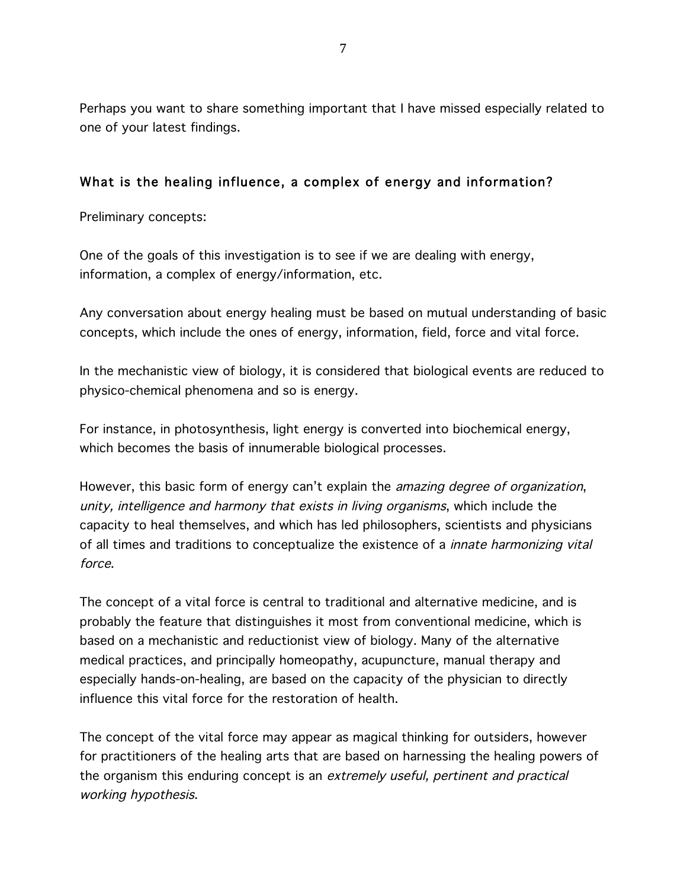Perhaps you want to share something important that I have missed especially related to one of your latest findings.

## What is the healing influence, a complex of energy and information?

Preliminary concepts:

One of the goals of this investigation is to see if we are dealing with energy, information, a complex of energy/information, etc.

Any conversation about energy healing must be based on mutual understanding of basic concepts, which include the ones of energy, information, field, force and vital force.

In the mechanistic view of biology, it is considered that biological events are reduced to physico-chemical phenomena and so is energy.

For instance, in photosynthesis, light energy is converted into biochemical energy, which becomes the basis of innumerable biological processes.

However, this basic form of energy can't explain the *amazing degree of organization, unity, intelligence and harmony that exists in living organisms*, which include the capacity to heal themselves, and which has led philosophers, scientists and physicians of all times and traditions to conceptualize the existence of a *innate harmonizing vital force*.

The concept of a vital force is central to traditional and alternative medicine, and is probably the feature that distinguishes it most from conventional medicine, which is based on a mechanistic and reductionist view of biology. Many of the alternative medical practices, and principally homeopathy, acupuncture, manual therapy and especially hands-on-healing, are based on the capacity of the physician to directly influence this vital force for the restoration of health.

The concept of the vital force may appear as magical thinking for outsiders, however for practitioners of the healing arts that are based on harnessing the healing powers of the organism this enduring concept is an *extremely useful, pertinent and practical working hypothesis*.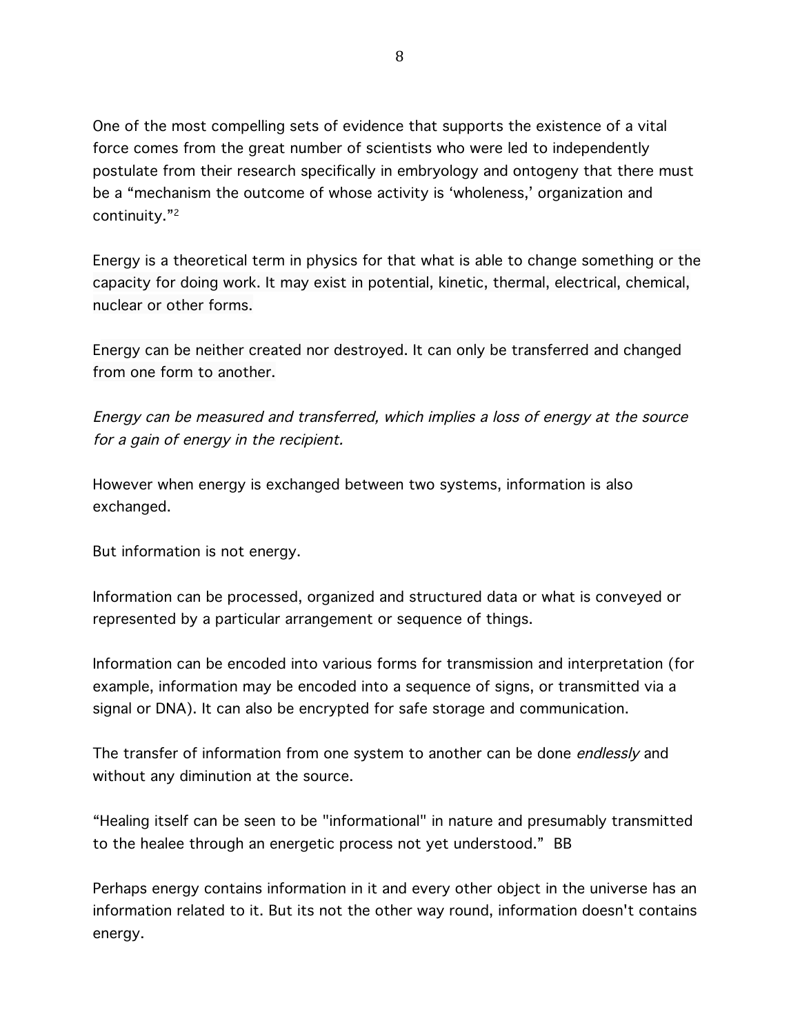One of the most compelling sets of evidence that supports the existence of a vital force comes from the great number of scientists who were led to independently postulate from their research specifically in embryology and ontogeny that there must be a "mechanism the outcome of whose activity is 'wholeness,' organization and continuity."[2]

Energy is a theoretical term in physics for that what is able to change something or the capacity for doing work. It may exist in potential, kinetic, thermal, electrical, chemical, nuclear or other forms.

Energy can be neither created nor destroyed. It can only be transferred and changed from one form to another.

*Energy can be measured and transferred, which implies a loss of energy at the source for a gain of energy in the recipient.*

However when energy is exchanged between two systems, information is also exchanged.

But information is not energy.

Information can be processed, organized and structured data or what is conveyed or represented by a particular arrangement or sequence of things.

Information can be encoded into various forms for transmission and interpretation (for example, information may be encoded into a sequence of signs, or transmitted via a signal or DNA). It can also be encrypted for safe storage and communication.

The transfer of information from one system to another can be done *endlessly* and without any diminution at the source.

"Healing itself can be seen to be "informational" in nature and presumably transmitted to the healee through an energetic process not yet understood." BB

Perhaps energy contains information in it and every other object in the universe has an information related to it. But its not the other way round, information doesn't contains energy.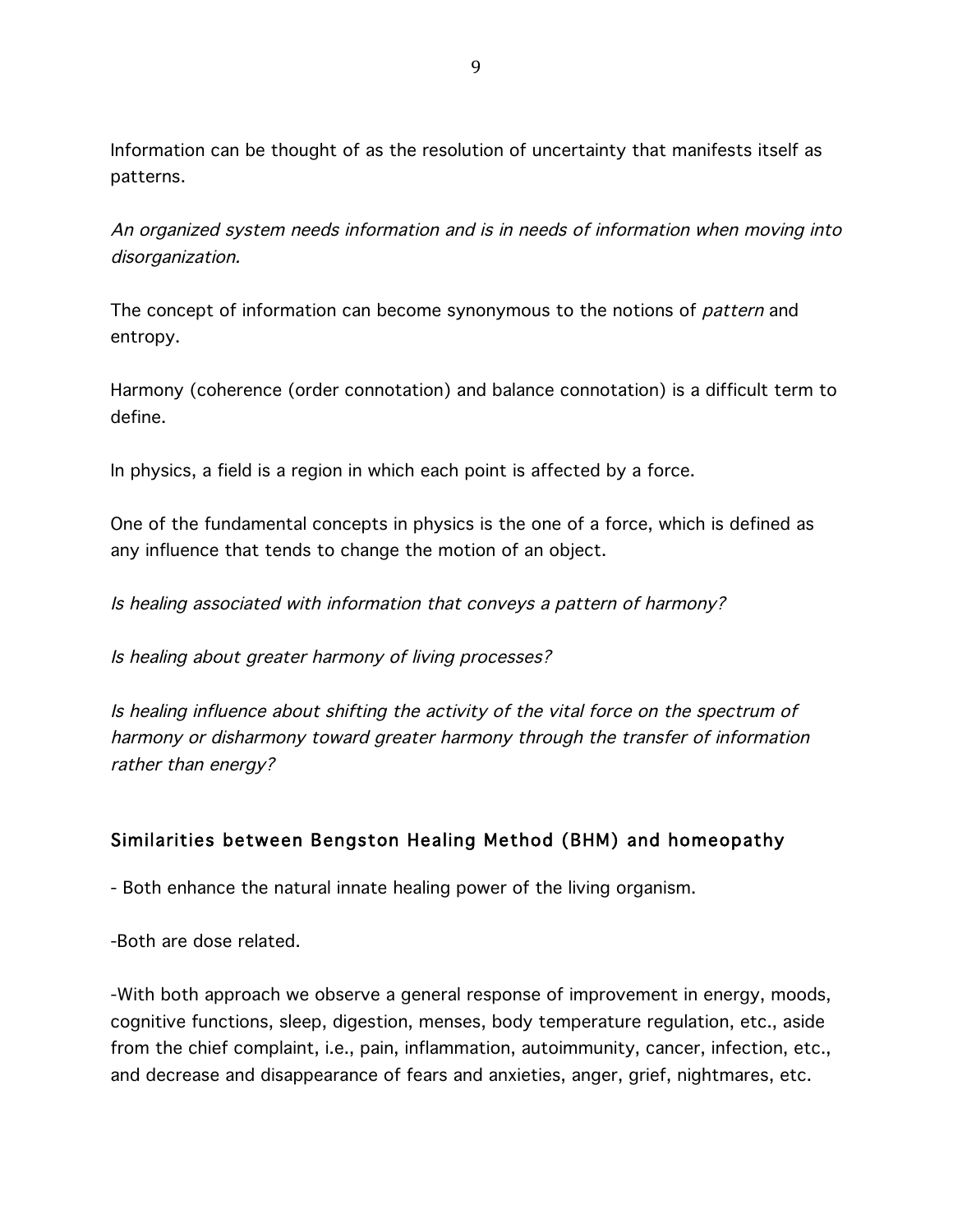Information can be thought of as the resolution of uncertainty that manifests itself as patterns.

*An organized system needs information and is in needs of information when moving into disorganization.*

The concept of information can become synonymous to the notions of *pattern* and entropy.

Harmony (coherence (order connotation) and balance connotation) is a difficult term to define.

In physics, a field is a region in which each point is affected by a force.

One of the fundamental concepts in physics is the one of a force, which is defined as any influence that tends to change the motion of an object.

*Is healing associated with information that conveys a pattern of harmony?*

*Is healing about greater harmony of living processes?*

*Is healing influence about shifting the activity of the vital force on the spectrum of harmony or disharmony toward greater harmony through the transfer of information rather than energy?*

## Similarities between Bengston Healing Method (BHM) and homeopathy

- Both enhance the natural innate healing power of the living organism.

-Both are dose related.

-With both approach we observe a general response of improvement in energy, moods, cognitive functions, sleep, digestion, menses, body temperature regulation, etc., aside from the chief complaint, i.e., pain, inflammation, autoimmunity, cancer, infection, etc., and decrease and disappearance of fears and anxieties, anger, grief, nightmares, etc.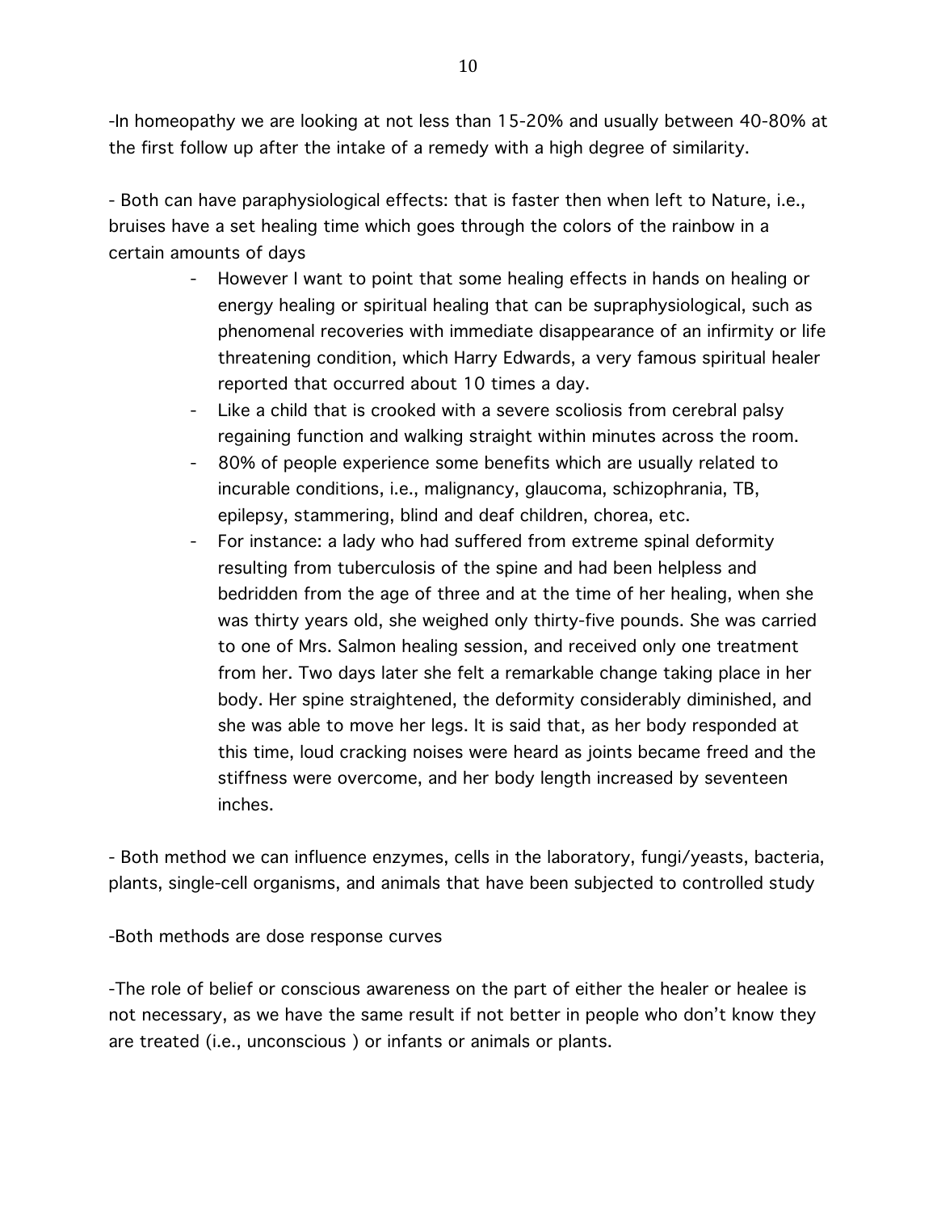-In homeopathy we are looking at not less than 15-20% and usually between 40-80% at the first follow up after the intake of a remedy with a high degree of similarity.

- Both can have paraphysiological effects: that is faster then when left to Nature, i.e., bruises have a set healing time which goes through the colors of the rainbow in a certain amounts of days

    - However I want to point that some healing effects in hands on healing or energy healing or spiritual healing that can be supraphysiological, such as phenomenal recoveries with immediate disappearance of an infirmity or life threatening condition, which Harry Edwards, a very famous spiritual healer reported that occurred about 10 times a day.
    - Like a child that is crooked with a severe scoliosis from cerebral palsy regaining function and walking straight within minutes across the room.
    - 80% of people experience some benefits which are usually related to incurable conditions, i.e., malignancy, glaucoma, schizophrania, TB, epilepsy, stammering, blind and deaf children, chorea, etc.
    - For instance: a lady who had suffered from extreme spinal deformity resulting from tuberculosis of the spine and had been helpless and bedridden from the age of three and at the time of her healing, when she was thirty years old, she weighed only thirty-five pounds. She was carried to one of Mrs. Salmon healing session, and received only one treatment from her. Two days later she felt a remarkable change taking place in her body. Her spine straightened, the deformity considerably diminished, and she was able to move her legs. It is said that, as her body responded at this time, loud cracking noises were heard as joints became freed and the stiffness were overcome, and her body length increased by seventeen inches.

- Both method we can influence enzymes, cells in the laboratory, fungi/yeasts, bacteria, plants, single-cell organisms, and animals that have been subjected to controlled study

-Both methods are dose response curves

-The role of belief or conscious awareness on the part of either the healer or healee is not necessary, as we have the same result if not better in people who don't know they are treated (i.e., unconscious ) or infants or animals or plants.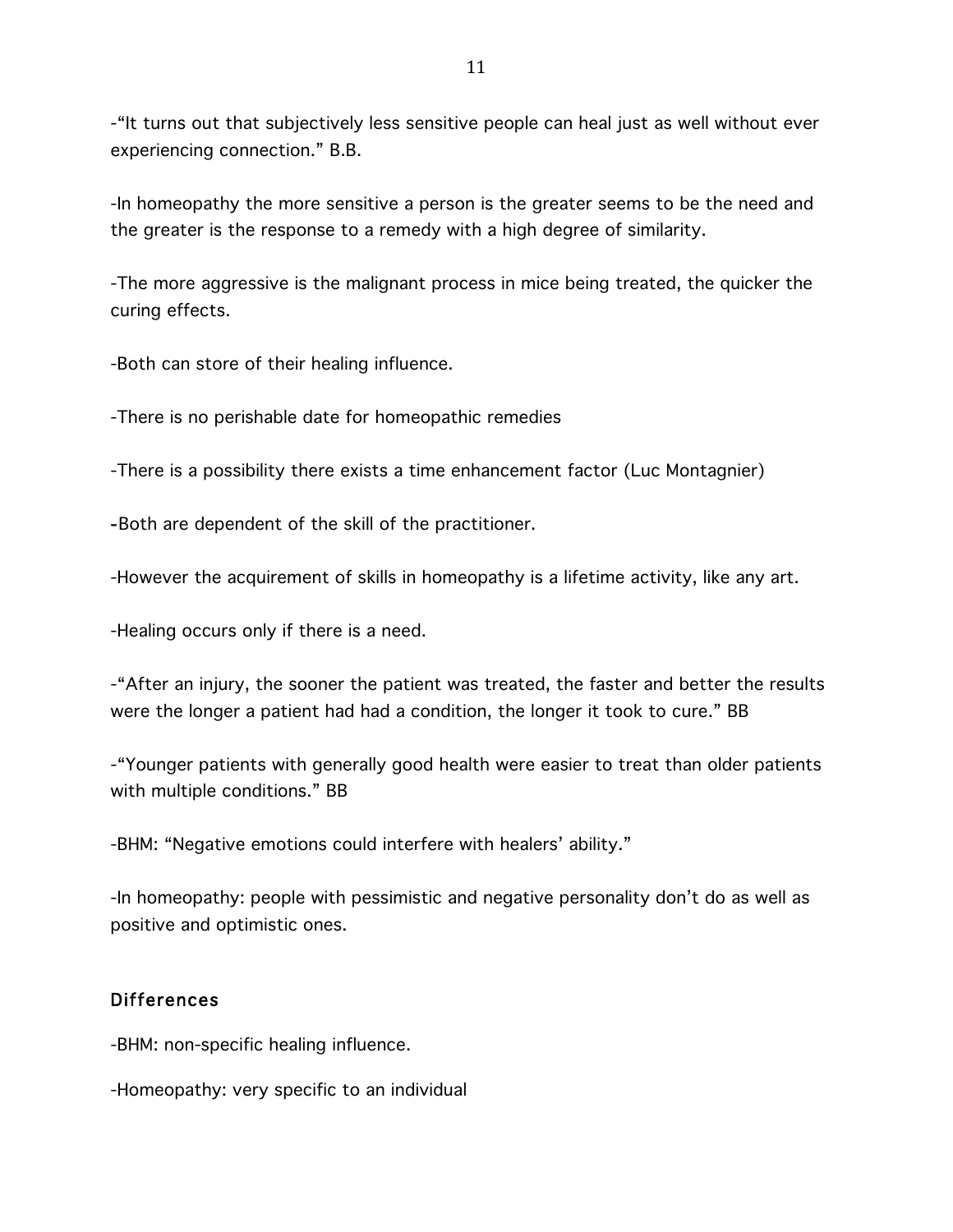-“It turns out that subjectively less sensitive people can heal just as well without ever experiencing connection.” B.B.

-In homeopathy the more sensitive a person is the greater seems to be the need and the greater is the response to a remedy with a high degree of similarity.

-The more aggressive is the malignant process in mice being treated, the quicker the curing effects.

-Both can store of their healing influence.

-There is no perishable date for homeopathic remedies

-There is a possibility there exists a time enhancement factor (Luc Montagnier)

-Both are dependent of the skill of the practitioner.

-However the acquirement of skills in homeopathy is a lifetime activity, like any art.

-Healing occurs only if there is a need.

-“After an injury, the sooner the patient was treated, the faster and better the results were the longer a patient had had a condition, the longer it took to cure.” BB

-“Younger patients with generally good health were easier to treat than older patients with multiple conditions.” BB

-BHM: “Negative emotions could interfere with healers’ ability.”

-In homeopathy: people with pessimistic and negative personality don’t do as well as positive and optimistic ones.

## Differences

-BHM: non-specific healing influence.

-Homeopathy: very specific to an individual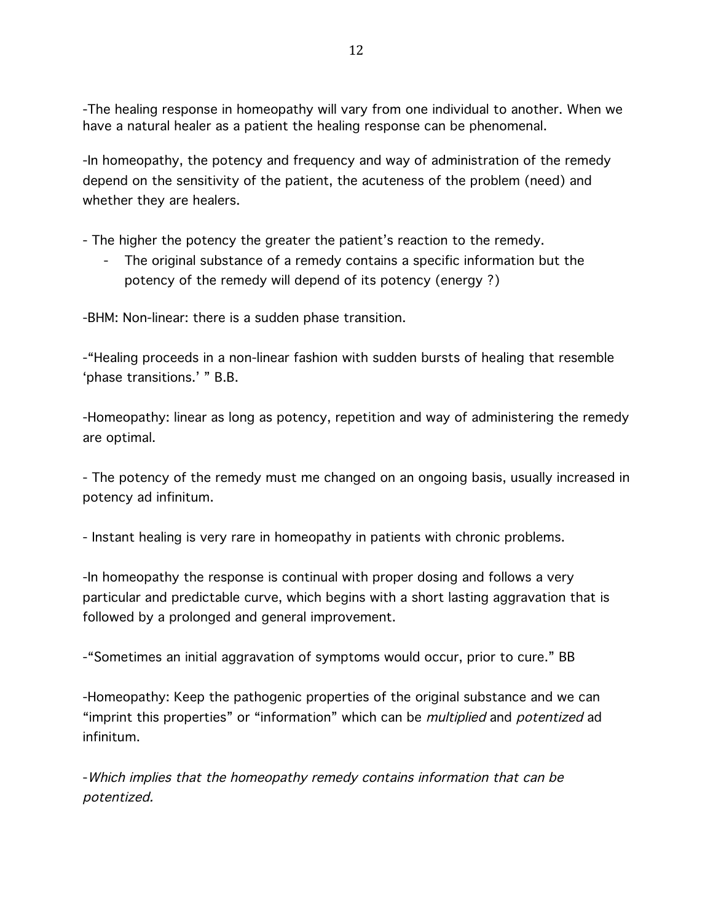-The healing response in homeopathy will vary from one individual to another. When we have a natural healer as a patient the healing response can be phenomenal.

-In homeopathy, the potency and frequency and way of administration of the remedy depend on the sensitivity of the patient, the acuteness of the problem (need) and whether they are healers.

- The higher the potency the greater the patient's reaction to the remedy.
    - The original substance of a remedy contains a specific information but the potency of the remedy will depend of its potency (energy ?)

-BHM: Non-linear: there is a sudden phase transition.

-"Healing proceeds in a non-linear fashion with sudden bursts of healing that resemble 'phase transitions.' " B.B.

-Homeopathy: linear as long as potency, repetition and way of administering the remedy are optimal.

- The potency of the remedy must me changed on an ongoing basis, usually increased in potency ad infinitum.

- Instant healing is very rare in homeopathy in patients with chronic problems.

-In homeopathy the response is continual with proper dosing and follows a very particular and predictable curve, which begins with a short lasting aggravation that is followed by a prolonged and general improvement.

-"Sometimes an initial aggravation of symptoms would occur, prior to cure." BB

-Homeopathy: Keep the pathogenic properties of the original substance and we can "imprint this properties" or "information" which can be *multiplied* and *potentized* ad infinitum.

-*Which implies that the homeopathy remedy contains information that can be potentized.*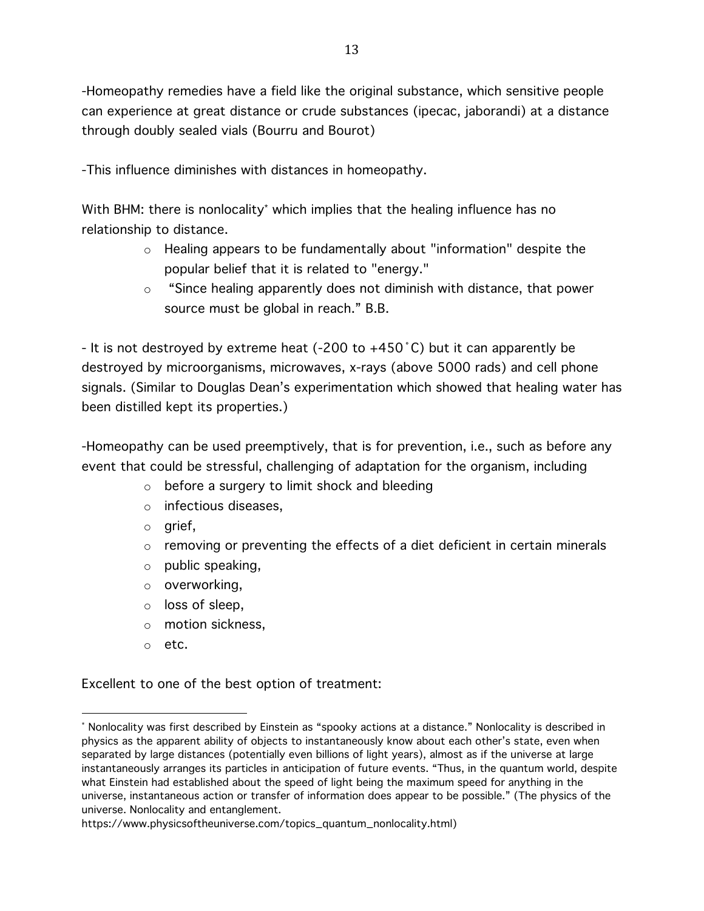-Homeopathy remedies have a field like the original substance, which sensitive people can experience at great distance or crude substances (ipecac, jaborandi) at a distance through doubly sealed vials (Bourru and Bourot)

-This influence diminishes with distances in homeopathy.

With BHM: there is nonlocality* which implies that the healing influence has no relationship to distance.

- Healing appears to be fundamentally about "information" despite the popular belief that it is related to "energy."
- "Since healing apparently does not diminish with distance, that power source must be global in reach." B.B.

- It is not destroyed by extreme heat (-200 to +450˚C) but it can apparently be destroyed by microorganisms, microwaves, x-rays (above 5000 rads) and cell phone signals. (Similar to Douglas Dean's experimentation which showed that healing water has been distilled kept its properties.)

-Homeopathy can be used preemptively, that is for prevention, i.e., such as before any event that could be stressful, challenging of adaptation for the organism, including

- before a surgery to limit shock and bleeding
- infectious diseases,
- grief,
- removing or preventing the effects of a diet deficient in certain minerals
- public speaking,
- overworking,
- loss of sleep,
- motion sickness,
- etc.

Excellent to one of the best option of treatment:

---

* Nonlocality was first described by Einstein as "spooky actions at a distance." Nonlocality is described in physics as the apparent ability of objects to instantaneously know about each other's state, even when separated by large distances (potentially even billions of light years), almost as if the universe at large instantaneously arranges its particles in anticipation of future events. "Thus, in the quantum world, despite what Einstein had established about the speed of light being the maximum speed for anything in the universe, instantaneous action or transfer of information does appear to be possible." (The physics of the universe. Nonlocality and entanglement. https://www.physicsoftheuniverse.com/topics_quantum_nonlocality.html)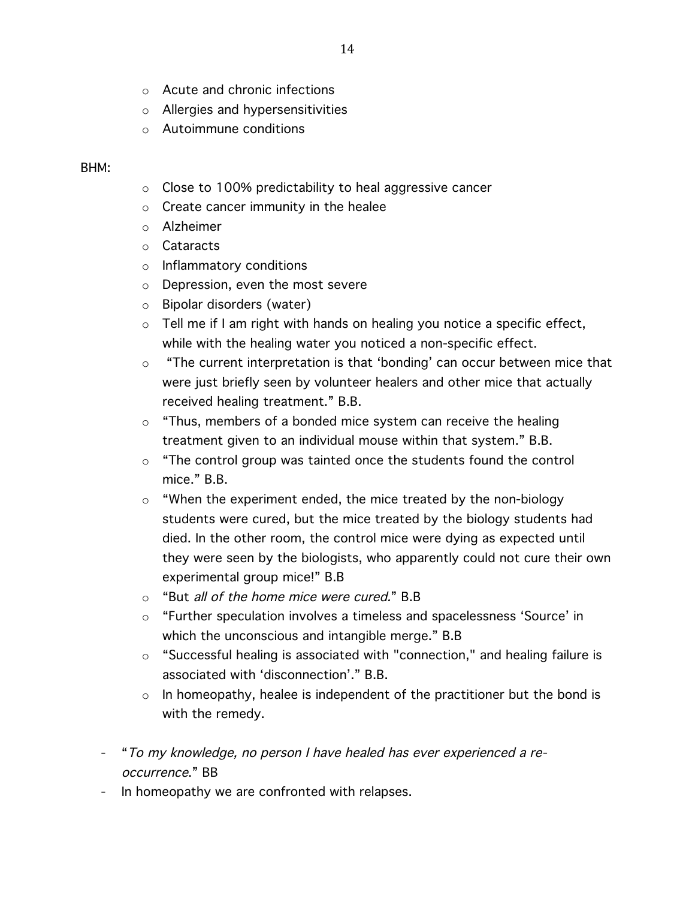- Acute and chronic infections
- Allergies and hypersensitivities
- Autoimmune conditions

BHM:

- Close to 100% predictability to heal aggressive cancer
- Create cancer immunity in the healee
- Alzheimer
- Cataracts
- Inflammatory conditions
- Depression, even the most severe
- Bipolar disorders (water)
- Tell me if I am right with hands on healing you notice a specific effect, while with the healing water you noticed a non-specific effect.
- "The current interpretation is that 'bonding' can occur between mice that were just briefly seen by volunteer healers and other mice that actually received healing treatment." B.B.
- "Thus, members of a bonded mice system can receive the healing treatment given to an individual mouse within that system." B.B.
- "The control group was tainted once the students found the control mice." B.B.
- "When the experiment ended, the mice treated by the non-biology students were cured, but the mice treated by the biology students had died. In the other room, the control mice were dying as expected until they were seen by the biologists, who apparently could not cure their own experimental group mice!" B.B
- "But *all of the home mice were cured*." B.B
- "Further speculation involves a timeless and spacelessness 'Source' in which the unconscious and intangible merge." B.B
- "Successful healing is associated with "connection," and healing failure is associated with 'disconnection'." B.B.
- In homeopathy, healee is independent of the practitioner but the bond is with the remedy.

- "*To my knowledge, no person I have healed has ever experienced a re-occurrence*." BB
- In homeopathy we are confronted with relapses.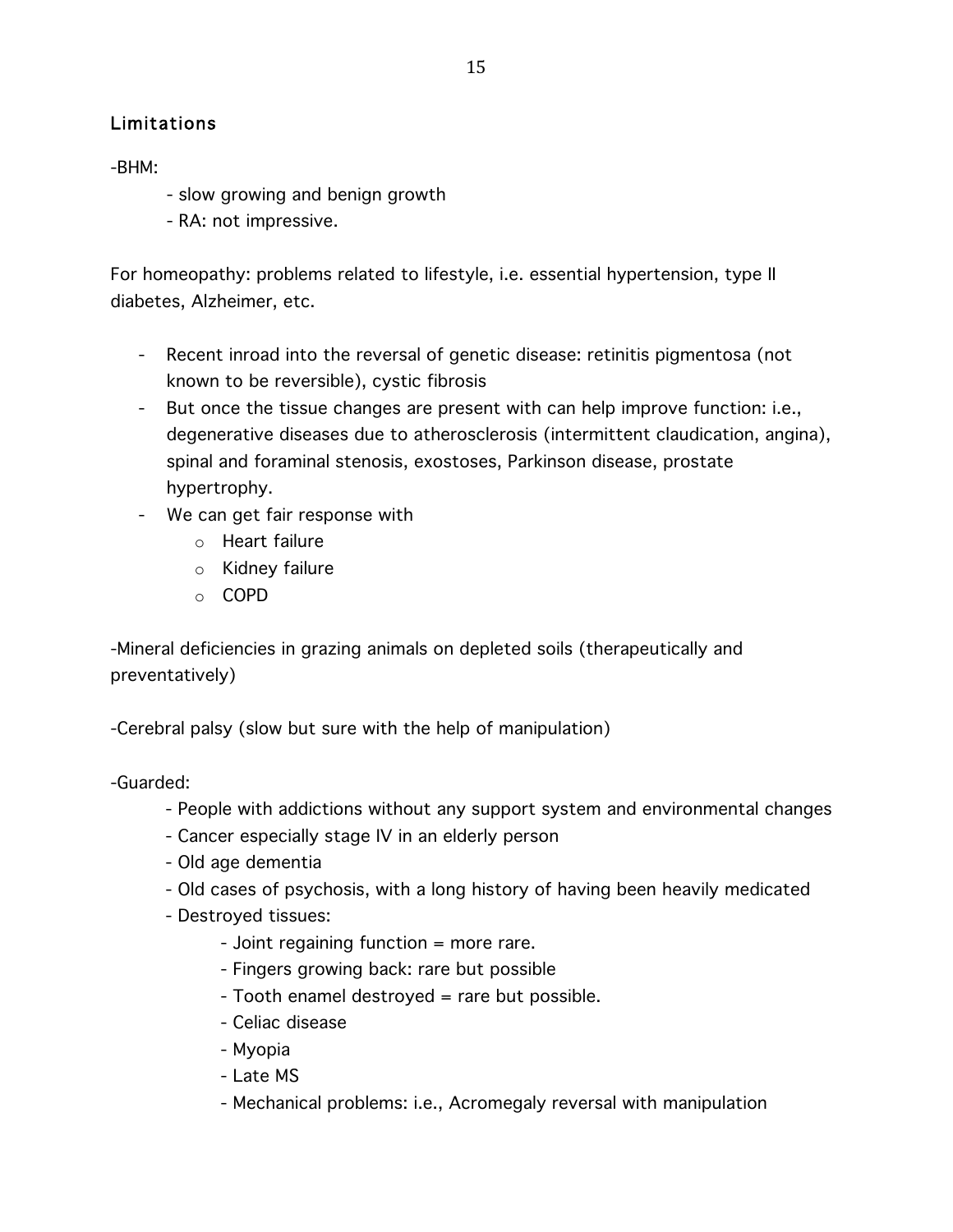## Limitations

-BHM:

- slow growing and benign growth
- RA: not impressive.

For homeopathy: problems related to lifestyle, i.e. essential hypertension, type II diabetes, Alzheimer, etc.

- Recent inroad into the reversal of genetic disease: retinitis pigmentosa (not known to be reversible), cystic fibrosis
- But once the tissue changes are present with can help improve function: i.e., degenerative diseases due to atherosclerosis (intermittent claudication, angina), spinal and foraminal stenosis, exostoses, Parkinson disease, prostate hypertrophy.
- We can get fair response with
  - Heart failure
  - Kidney failure
  - COPD

-Mineral deficiencies in grazing animals on depleted soils (therapeutically and preventatively)

-Cerebral palsy (slow but sure with the help of manipulation)

-Guarded:

- People with addictions without any support system and environmental changes
- Cancer especially stage IV in an elderly person
- Old age dementia
- Old cases of psychosis, with a long history of having been heavily medicated
- Destroyed tissues:
  - Joint regaining function = more rare.
  - Fingers growing back: rare but possible
  - Tooth enamel destroyed = rare but possible.
  - Celiac disease
  - Myopia
  - Late MS
  - Mechanical problems: i.e., Acromegaly reversal with manipulation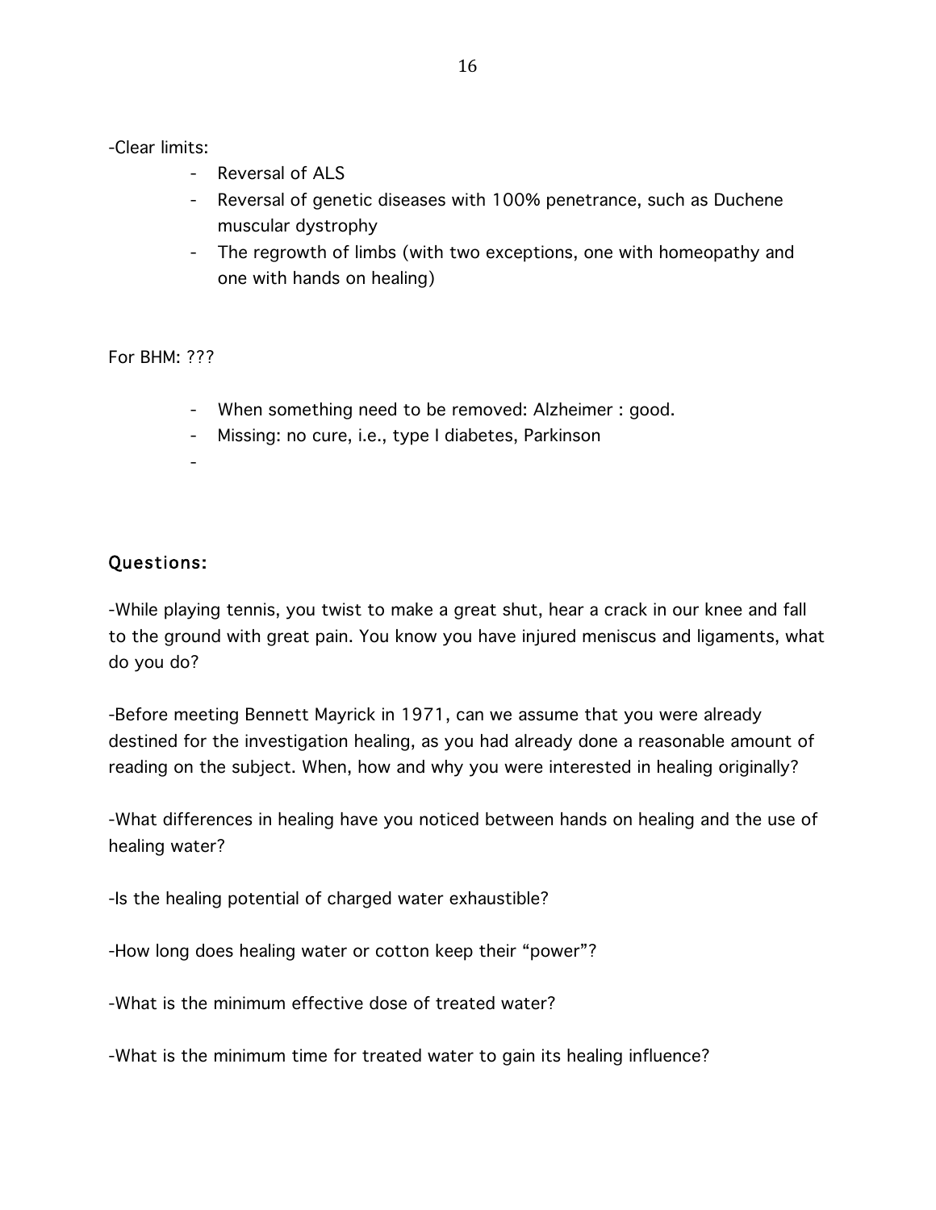-Clear limits:

- Reversal of ALS
- Reversal of genetic diseases with 100% penetrance, such as Duchene muscular dystrophy
- The regrowth of limbs (with two exceptions, one with homeopathy and one with hands on healing)

For BHM: ???

- When something need to be removed: Alzheimer : good.
- Missing: no cure, i.e., type I diabetes, Parkinson
-

## Questions:

-While playing tennis, you twist to make a great shut, hear a crack in our knee and fall to the ground with great pain. You know you have injured meniscus and ligaments, what do you do?

-Before meeting Bennett Mayrick in 1971, can we assume that you were already destined for the investigation healing, as you had already done a reasonable amount of reading on the subject. When, how and why you were interested in healing originally?

-What differences in healing have you noticed between hands on healing and the use of healing water?

-Is the healing potential of charged water exhaustible?

-How long does healing water or cotton keep their "power"?

-What is the minimum effective dose of treated water?

-What is the minimum time for treated water to gain its healing influence?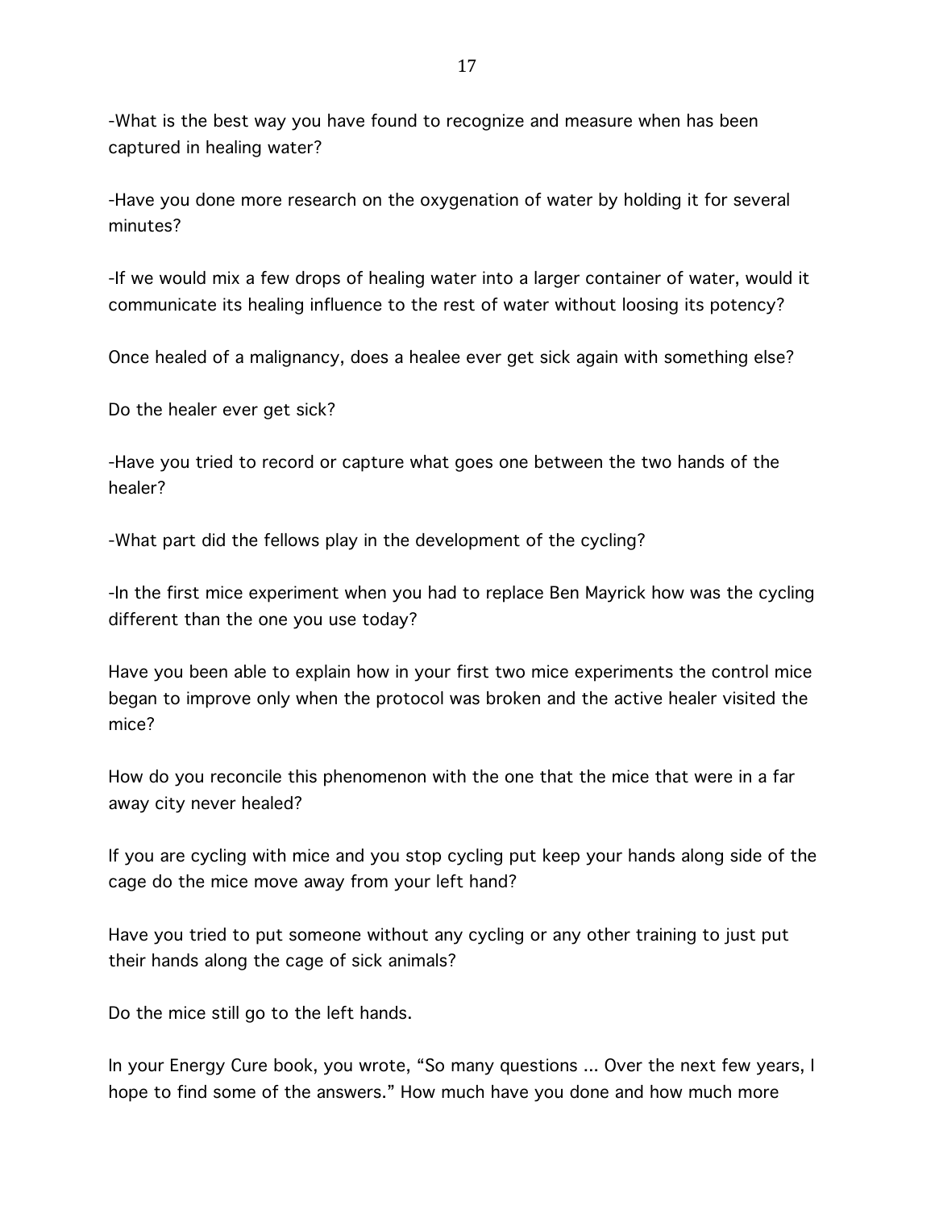-What is the best way you have found to recognize and measure when has been captured in healing water?

-Have you done more research on the oxygenation of water by holding it for several minutes?

-If we would mix a few drops of healing water into a larger container of water, would it communicate its healing influence to the rest of water without loosing its potency?

Once healed of a malignancy, does a healee ever get sick again with something else?

Do the healer ever get sick?

-Have you tried to record or capture what goes one between the two hands of the healer?

-What part did the fellows play in the development of the cycling?

-In the first mice experiment when you had to replace Ben Mayrick how was the cycling different than the one you use today?

Have you been able to explain how in your first two mice experiments the control mice began to improve only when the protocol was broken and the active healer visited the mice?

How do you reconcile this phenomenon with the one that the mice that were in a far away city never healed?

If you are cycling with mice and you stop cycling put keep your hands along side of the cage do the mice move away from your left hand?

Have you tried to put someone without any cycling or any other training to just put their hands along the cage of sick animals?

Do the mice still go to the left hands.

In your Energy Cure book, you wrote, "So many questions ... Over the next few years, I hope to find some of the answers." How much have you done and how much more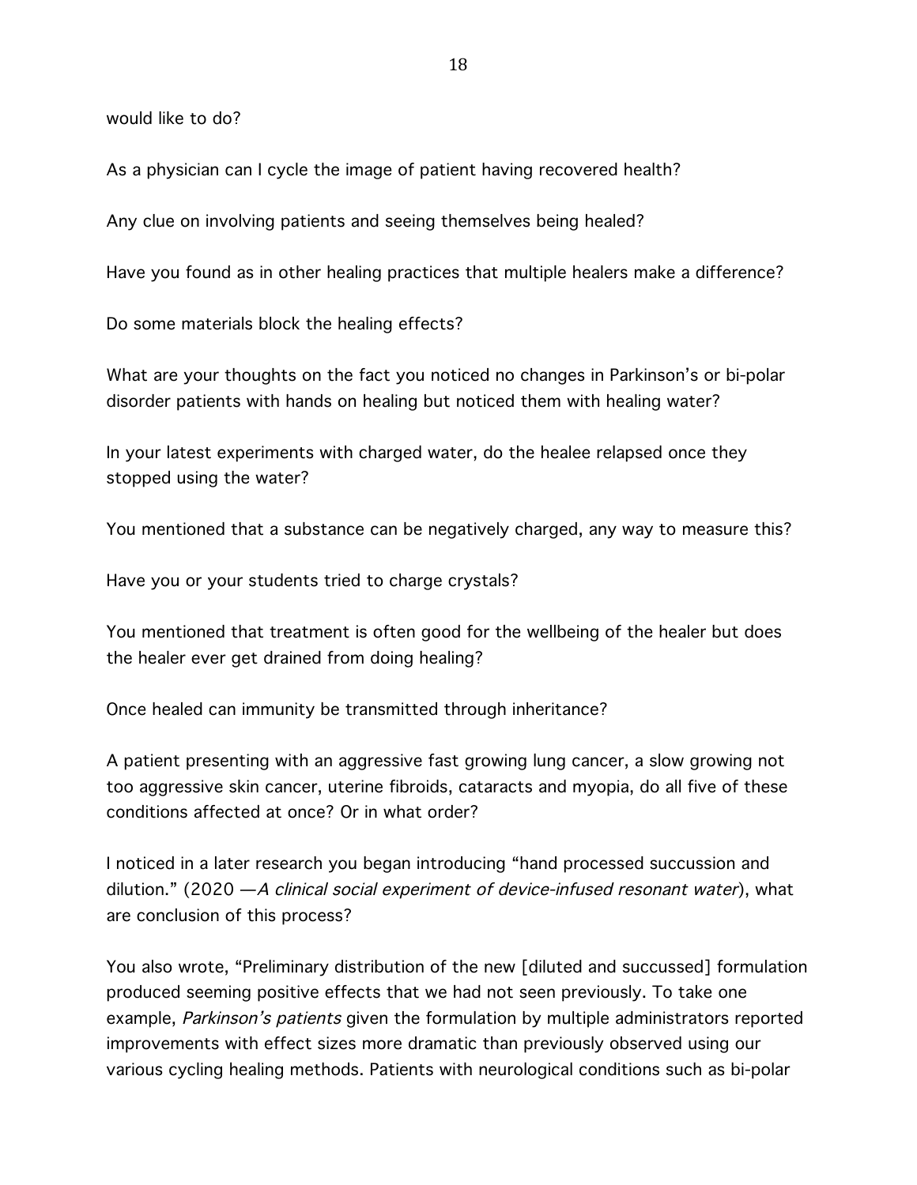would like to do?

As a physician can I cycle the image of patient having recovered health?

Any clue on involving patients and seeing themselves being healed?

Have you found as in other healing practices that multiple healers make a difference?

Do some materials block the healing effects?

What are your thoughts on the fact you noticed no changes in Parkinson's or bi-polar disorder patients with hands on healing but noticed them with healing water?

In your latest experiments with charged water, do the healee relapsed once they stopped using the water?

You mentioned that a substance can be negatively charged, any way to measure this?

Have you or your students tried to charge crystals?

You mentioned that treatment is often good for the wellbeing of the healer but does the healer ever get drained from doing healing?

Once healed can immunity be transmitted through inheritance?

A patient presenting with an aggressive fast growing lung cancer, a slow growing not too aggressive skin cancer, uterine fibroids, cataracts and myopia, do all five of these conditions affected at once? Or in what order?

I noticed in a later research you began introducing "hand processed succussion and dilution." (2020 —*A clinical social experiment of device-infused resonant water*), what are conclusion of this process?

You also wrote, "Preliminary distribution of the new [diluted and succussed] formulation produced seeming positive effects that we had not seen previously. To take one example, *Parkinson's patients* given the formulation by multiple administrators reported improvements with effect sizes more dramatic than previously observed using our various cycling healing methods. Patients with neurological conditions such as bi-polar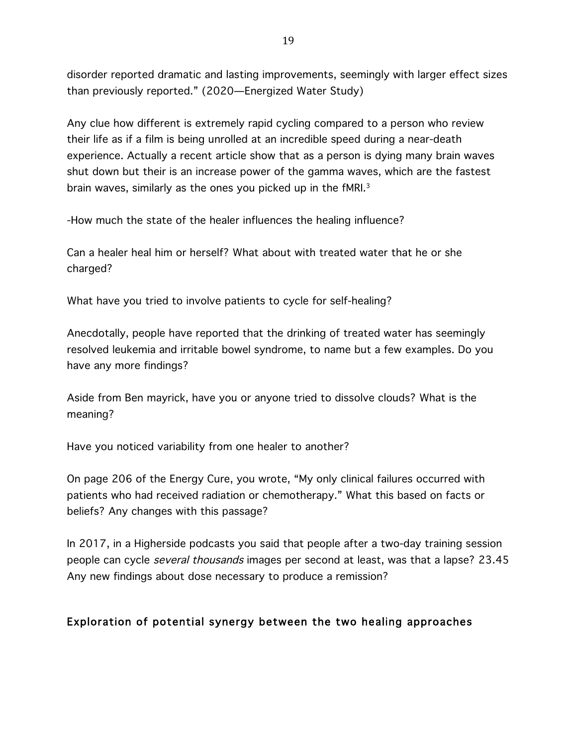disorder reported dramatic and lasting improvements, seemingly with larger effect sizes than previously reported." (2020—Energized Water Study)

Any clue how different is extremely rapid cycling compared to a person who review their life as if a film is being unrolled at an incredible speed during a near-death experience. Actually a recent article show that as a person is dying many brain waves shut down but their is an increase power of the gamma waves, which are the fastest brain waves, similarly as the ones you picked up in the fMRI.[3]

-How much the state of the healer influences the healing influence?

Can a healer heal him or herself? What about with treated water that he or she charged?

What have you tried to involve patients to cycle for self-healing?

Anecdotally, people have reported that the drinking of treated water has seemingly resolved leukemia and irritable bowel syndrome, to name but a few examples. Do you have any more findings?

Aside from Ben mayrick, have you or anyone tried to dissolve clouds? What is the meaning?

Have you noticed variability from one healer to another?

On page 206 of the Energy Cure, you wrote, "My only clinical failures occurred with patients who had received radiation or chemotherapy." What this based on facts or beliefs? Any changes with this passage?

In 2017, in a Highերside podcasts you said that people after a two-day training session people can cycle *several thousands* images per second at least, was that a lapse? 23.45
Any new findings about dose necessary to produce a remission?

## Exploration of potential synergy between the two healing approaches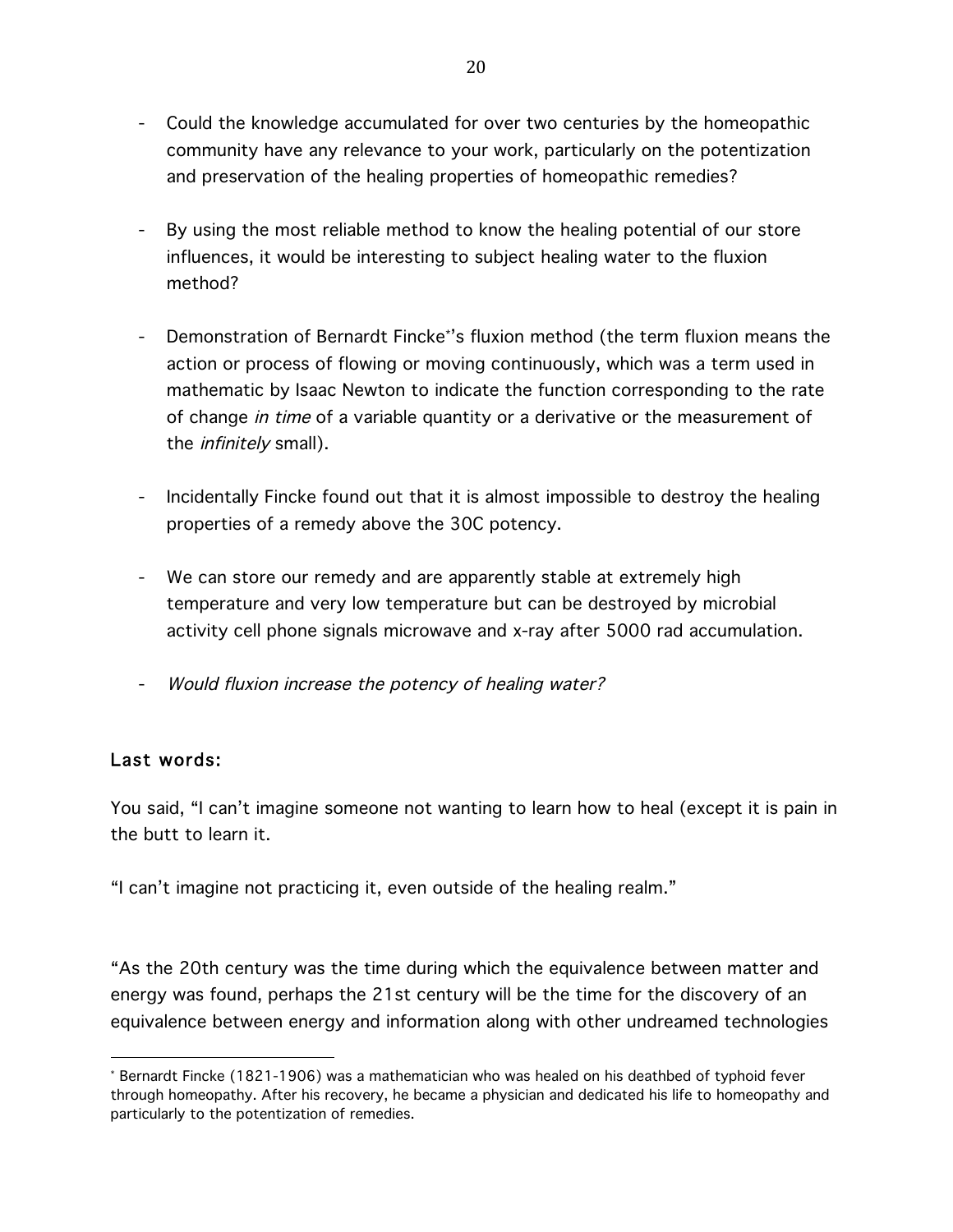- Could the knowledge accumulated for over two centuries by the homeopathic community have any relevance to your work, particularly on the potentization and preservation of the healing properties of homeopathic remedies?

- By using the most reliable method to know the healing potential of our store influences, it would be interesting to subject healing water to the fluxion method?

- Demonstration of Bernardt Fincke*'s fluxion method (the term fluxion means the action or process of flowing or moving continuously, which was a term used in mathematic by Isaac Newton to indicate the function corresponding to the rate of change *in time* of a variable quantity or a derivative or the measurement of the *infinitely* small).

- Incidentally Fincke found out that it is almost impossible to destroy the healing properties of a remedy above the 30C potency.

- We can store our remedy and are apparently stable at extremely high temperature and very low temperature but can be destroyed by microbial activity cell phone signals microwave and x-ray after 5000 rad accumulation.

- *Would fluxion increase the potency of healing water?*

## Last words:

You said, "I can't imagine someone not wanting to learn how to heal (except it is pain in the butt to learn it.

"I can't imagine not practicing it, even outside of the healing realm."

"As the 20th century was the time during which the equivalence between matter and energy was found, perhaps the 21st century will be the time for the discovery of an equivalence between energy and information along with other undreamed technologies

---

* Bernardt Fincke (1821-1906) was a mathematician who was healed on his deathbed of typhoid fever through homeopathy. After his recovery, he became a physician and dedicated his life to homeopathy and particularly to the potentization of remedies.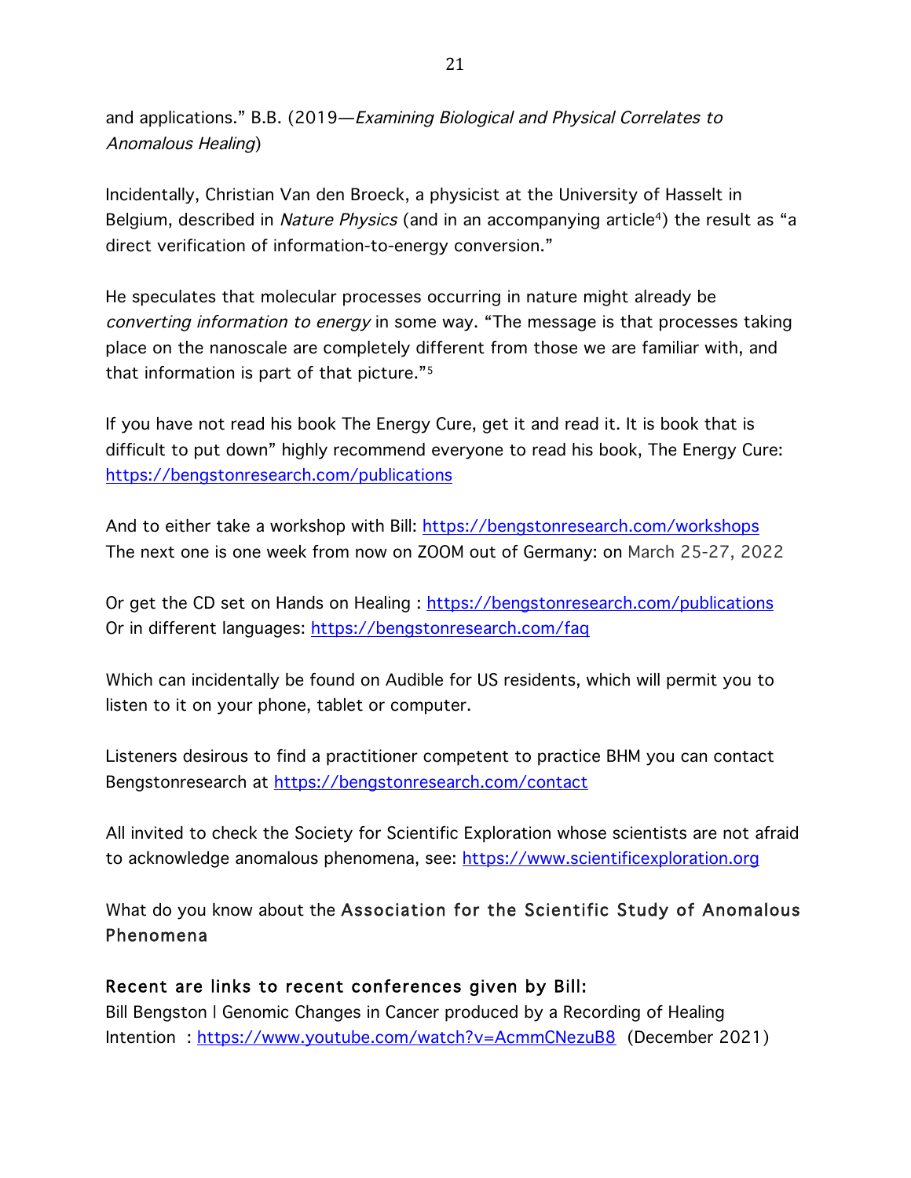and applications." B.B. (2019—*Examining Biological and Physical Correlates to Anomalous Healing*)

Incidentally, Christian Van den Broeck, a physicist at the University of Hasselt in Belgium, described in *Nature Physics* (and in an accompanying article[4]) the result as "a direct verification of information-to-energy conversion."

He speculates that molecular processes occurring in nature might already be *converting information to energy* in some way. "The message is that processes taking place on the nanoscale are completely different from those we are familiar with, and that information is part of that picture."[5]

If you have not read his book The Energy Cure, get it and read it. It is book that is difficult to put down" highly recommend everyone to read his book, The Energy Cure: https://bengstonresearch.com/publications

And to either take a workshop with Bill: https://bengstonresearch.com/workshops
The next one is one week from now on ZOOM out of Germany: on March 25-27, 2022

Or get the CD set on Hands on Healing : https://bengstonresearch.com/publications
Or in different languages: https://bengstonresearch.com/faq

Which can incidentally be found on Audible for US residents, which will permit you to listen to it on your phone, tablet or computer.

Listeners desirous to find a practitioner competent to practice BHM you can contact Bengstonresearch at https://bengstonresearch.com/contact

All invited to check the Society for Scientific Exploration whose scientists are not afraid to acknowledge anomalous phenomena, see: https://www.scientificexploration.org

What do you know about the **Association for the Scientific Study of Anomalous Phenomena**

**Recent are links to recent conferences given by Bill:**
Bill Bengston | Genomic Changes in Cancer produced by a Recording of Healing Intention : https://www.youtube.com/watch?v=AcmmCNezuB8 (December 2021)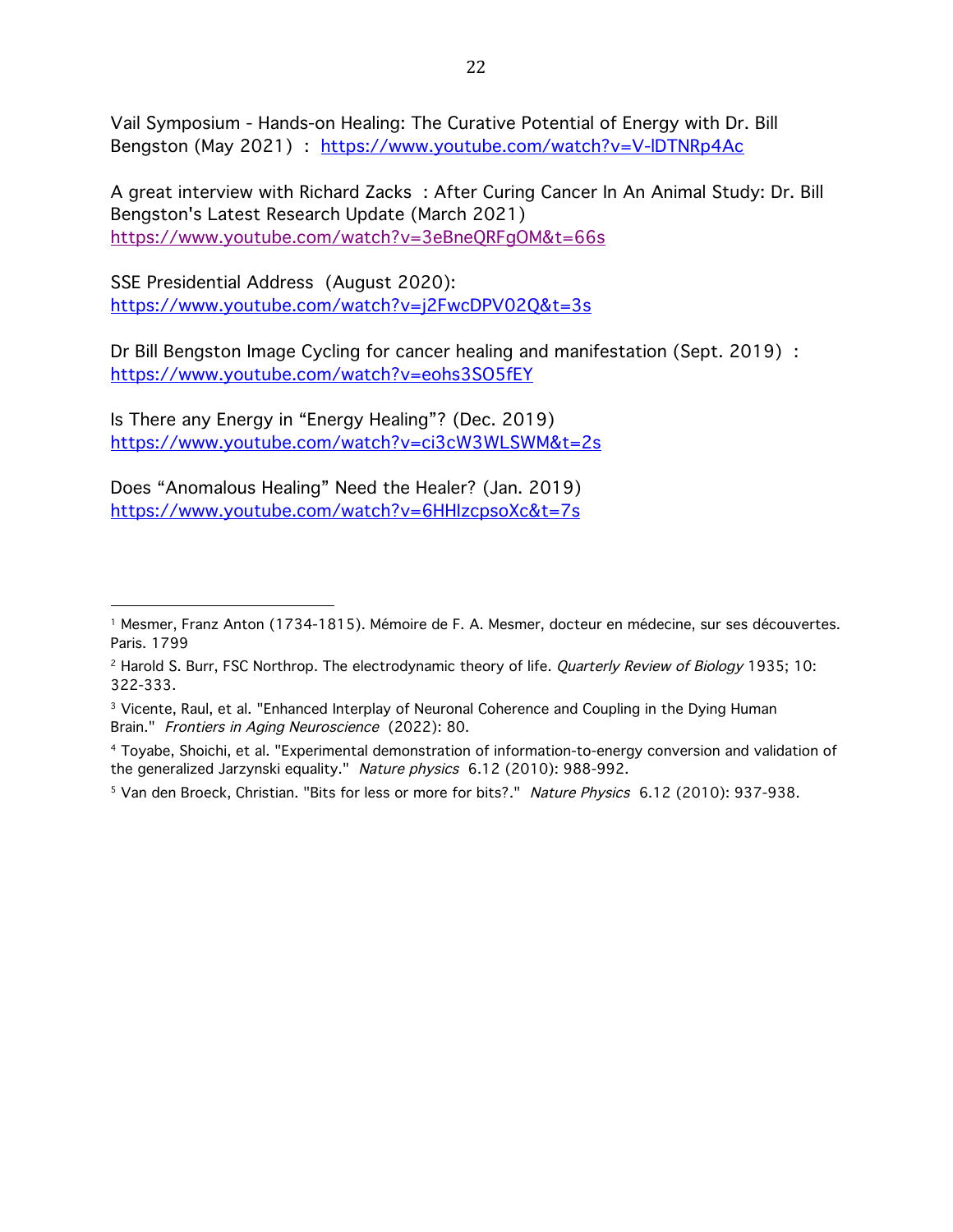Vail Symposium - Hands-on Healing: The Curative Potential of Energy with Dr. Bill Bengston (May 2021) : https://www.youtube.com/watch?v=V-lDTNRp4Ac

A great interview with Richard Zacks : After Curing Cancer In An Animal Study: Dr. Bill Bengston's Latest Research Update (March 2021)
https://www.youtube.com/watch?v=3eBneQRFgOM&t=66s

SSE Presidential Address (August 2020):
https://www.youtube.com/watch?v=j2FwcDPV02Q&t=3s

Dr Bill Bengston Image Cycling for cancer healing and manifestation (Sept. 2019) :
https://www.youtube.com/watch?v=eohs3SO5fEY

Is There any Energy in "Energy Healing"? (Dec. 2019)
https://www.youtube.com/watch?v=ci3cW3WLSWM&t=2s

Does "Anomalous Healing" Need the Healer? (Jan. 2019)
https://www.youtube.com/watch?v=6HHlzcpsoXc&t=7s

---

[1] Mesmer, Franz Anton (1734-1815). Mémoire de F. A. Mesmer, docteur en médecine, sur ses découvertes. Paris. 1799

[2] Harold S. Burr, FSC Northrop. The electrodynamic theory of life. *Quarterly Review of Biology* 1935; 10: 322-333.

[3] Vicente, Raul, et al. "Enhanced Interplay of Neuronal Coherence and Coupling in the Dying Human Brain." *Frontiers in Aging Neuroscience* (2022): 80.

[4] Toyabe, Shoichi, et al. "Experimental demonstration of information-to-energy conversion and validation of the generalized Jarzynski equality." *Nature physics* 6.12 (2010): 988-992.

[5] Van den Broeck, Christian. "Bits for less or more for bits?." *Nature Physics* 6.12 (2010): 937-938.